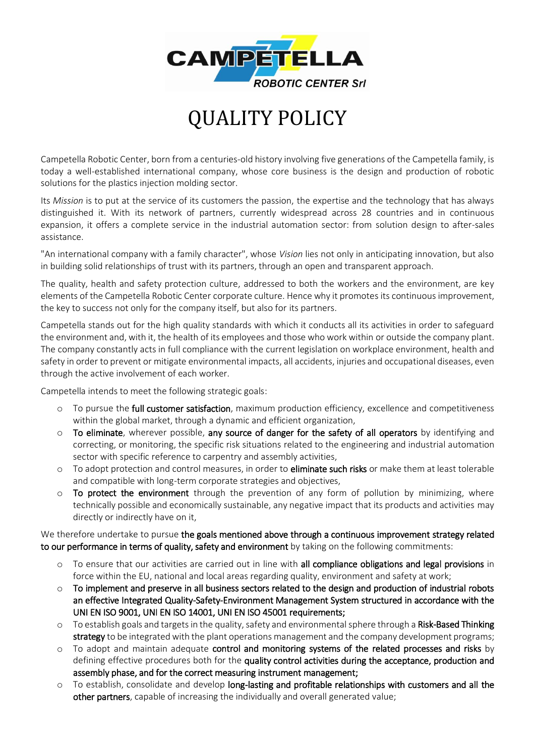# QUALITY POLICY

Campetella Robotic Center, born from a centuries-old history involving five generations of the Campetella family, is today a well-established international company, whose core business is the design and production of robotic solutions for the plastics injection molding sector.

Its *Mission* is to put at the service of its customers the passion, the expertise and the technology that has always distinguished it. With its network of partners, currently widespread across 28 countries and in continuous expansion, it offers a complete service in the industrial automation sector: from solution design to after-sales assistance.

"An international company with a family character", whose *Vision* lies not only in anticipating innovation, but also in building solid relationships of trust with its partners, through an open and transparent approach.

The quality, health and safety protection culture, addressed to both the workers and the environment, are key elements of the Campetella Robotic Center corporate culture. Hence why it promotes its continuous improvement, the key to success not only for the company itself, but also for its partners.

Campetella stands out for the high quality standards with which it conducts all its activities in order to safeguard the environment and, with it, the health of its employees and those who work within or outside the company plant. The company constantly acts in full compliance with the current legislation on workplace environment, health and safety in order to prevent or mitigate environmental impacts, all accidents, injuries and occupational diseases, even through the active involvement of each worker.

Campetella intends to meet the following strategic goals:

- To pursue the **full customer satisfaction**, maximum production efficiency, excellence and competitiveness within the global market, through a dynamic and efficient organization,
- **To eliminate**, wherever possible, **any source of danger for the safety of all operators** by identifying and correcting, or monitoring, the specific risk situations related to the engineering and industrial automation sector with specific reference to carpentry and assembly activities,
- To adopt protection and control measures, in order to **eliminate such risks** or make them at least tolerable and compatible with long-term corporate strategies and objectives,
- **To protect the environment** through the prevention of any form of pollution by minimizing, where technically possible and economically sustainable, any negative impact that its products and activities may directly or indirectly have on it,

We therefore undertake to pursue **the goals mentioned above through a continuous improvement strategy related to our performance in terms of quality, safety and environment** by taking on the following commitments:

- To ensure that our activities are carried out in line with **all compliance obligations and legal provisions** in force within the EU, national and local areas regarding quality, environment and safety at work;
- **To implement and preserve in all business sectors related to the design and production of industrial robots an effective Integrated Quality-Safety-Environment Management System structured in accordance with the UNI EN ISO 9001, UNI EN ISO 14001, UNI EN ISO 45001 requirements;**
- To establish goals and targets in the quality, safety and environmental sphere through a **Risk-Based Thinking strategy** to be integrated with the plant operations management and the company development programs;
- To adopt and maintain adequate **control and monitoring systems of the related processes and risks** by defining effective procedures both for the **quality control activities during the acceptance, production and assembly phase, and for the correct measuring instrument management;**
- To establish, consolidate and develop **long-lasting and profitable relationships with customers and all the other partners**, capable of increasing the individually and overall generated value;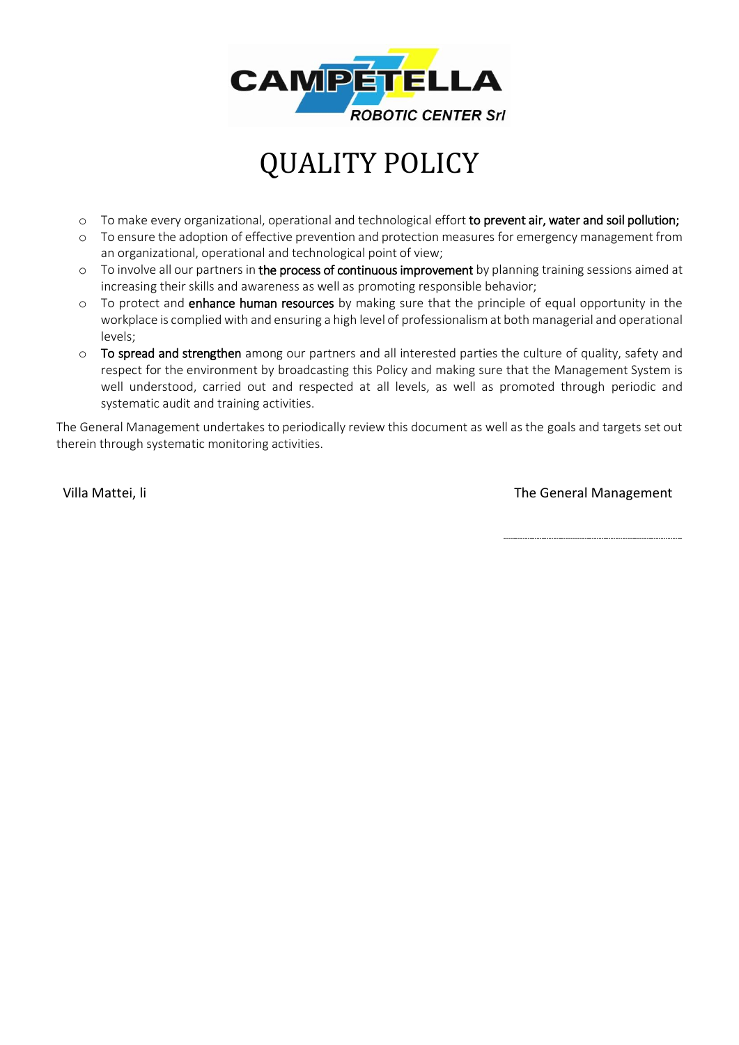CAMPETELLA ROBOTIC CENTER Srl

# QUALITY POLICY

- To make every organizational, operational and technological effort **to prevent air, water and soil pollution;**
- To ensure the adoption of effective prevention and protection measures for emergency management from an organizational, operational and technological point of view;
- To involve all our partners in **the process of continuous improvement** by planning training sessions aimed at increasing their skills and awareness as well as promoting responsible behavior;
- To protect and **enhance human resources** by making sure that the principle of equal opportunity in the workplace is complied with and ensuring a high level of professionalism at both managerial and operational levels;
- **To spread and strengthen** among our partners and all interested parties the culture of quality, safety and respect for the environment by broadcasting this Policy and making sure that the Management System is well understood, carried out and respected at all levels, as well as promoted through periodic and systematic audit and training activities.

The General Management undertakes to periodically review this document as well as the goals and targets set out therein through systematic monitoring activities.

Villa Mattei, li

The General Management

..........................................................